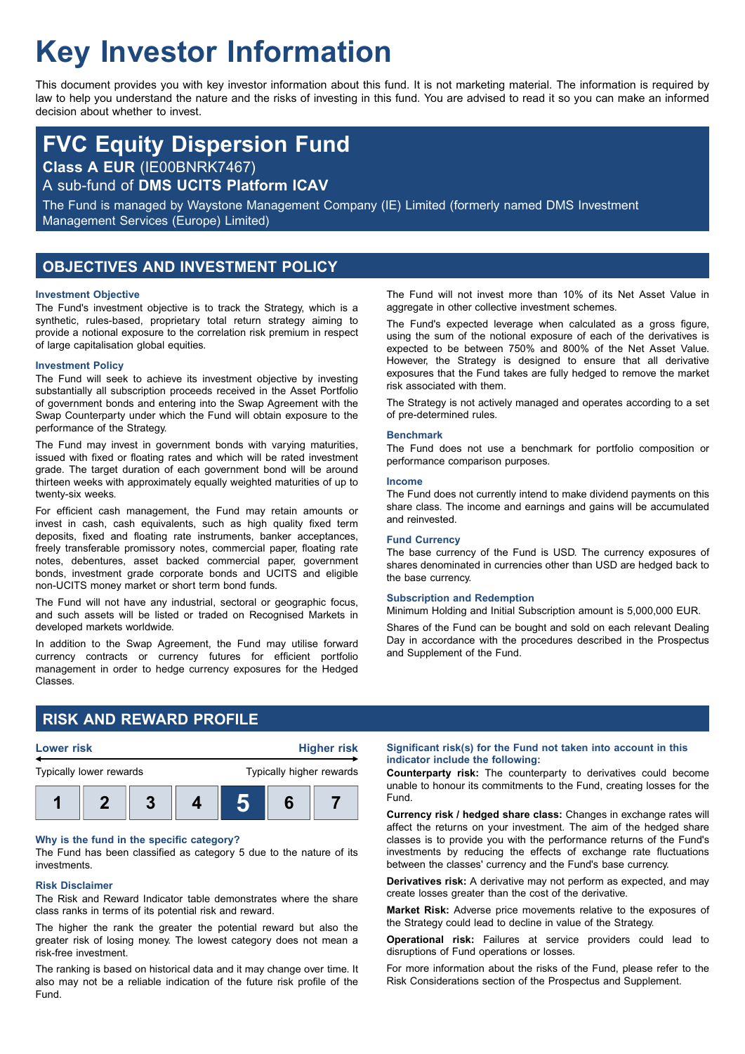# Key Investor Information

This document provides you with key investor information about this fund. It is not marketing material. The information is required by law to help you understand the nature and the risks of investing in this fund. You are advised to read it so you can make an informed decision about whether to invest.

## FVC Equity Dispersion Fund

**Class A EUR** (IE00BNRK7467)

A sub-fund of **DMS UCITS Platform ICAV**

The Fund is managed by Waystone Management Company (IE) Limited (formerly named DMS Investment Management Services (Europe) Limited)

## OBJECTIVES AND INVESTMENT POLICY

### Investment Objective

The Fund's investment objective is to track the Strategy, which is a synthetic, rules-based, proprietary total return strategy aiming to provide a notional exposure to the correlation risk premium in respect of large capitalisation global equities.

### Investment Policy

The Fund will seek to achieve its investment objective by investing substantially all subscription proceeds received in the Asset Portfolio of government bonds and entering into the Swap Agreement with the Swap Counterparty under which the Fund will obtain exposure to the performance of the Strategy.

The Fund may invest in government bonds with varying maturities, issued with fixed or floating rates and which will be rated investment grade. The target duration of each government bond will be around thirteen weeks with approximately equally weighted maturities of up to twenty-six weeks.

For efficient cash management, the Fund may retain amounts or invest in cash, cash equivalents, such as high quality fixed term deposits, fixed and floating rate instruments, banker acceptances, freely transferable promissory notes, commercial paper, floating rate notes, debentures, asset backed commercial paper, government bonds, investment grade corporate bonds and UCITS and eligible non-UCITS money market or short term bond funds.

The Fund will not have any industrial, sectoral or geographic focus, and such assets will be listed or traded on Recognised Markets in developed markets worldwide.

In addition to the Swap Agreement, the Fund may utilise forward currency contracts or currency futures for efficient portfolio management in order to hedge currency exposures for the Hedged Classes.

The Fund will not invest more than 10% of its Net Asset Value in aggregate in other collective investment schemes.

The Fund's expected leverage when calculated as a gross figure, using the sum of the notional exposure of each of the derivatives is expected to be between 750% and 800% of the Net Asset Value. However, the Strategy is designed to ensure that all derivative exposures that the Fund takes are fully hedged to remove the market risk associated with them.

The Strategy is not actively managed and operates according to a set of pre-determined rules.

### Benchmark

The Fund does not use a benchmark for portfolio composition or performance comparison purposes.

### Income

The Fund does not currently intend to make dividend payments on this share class. The income and earnings and gains will be accumulated and reinvested.

### Fund Currency

The base currency of the Fund is USD. The currency exposures of shares denominated in currencies other than USD are hedged back to the base currency.

### Subscription and Redemption

Minimum Holding and Initial Subscription amount is 5,000,000 EUR.

Shares of the Fund can be bought and sold on each relevant Dealing Day in accordance with the procedures described in the Prospectus and Supplement of the Fund.

## RISK AND REWARD PROFILE

| Lower risk | | | | | | Higher risk |
|---|---|---|---|---|---|---|
| Typically lower rewards | | | | | | Typically higher rewards |
| 1 | 2 | 3 | 4 | **5** | 6 | 7 |

### Why is the fund in the specific category?

The Fund has been classified as category 5 due to the nature of its investments.

### Risk Disclaimer

The Risk and Reward Indicator table demonstrates where the share class ranks in terms of its potential risk and reward.

The higher the rank the greater the potential reward but also the greater risk of losing money. The lowest category does not mean a risk-free investment.

The ranking is based on historical data and it may change over time. It also may not be a reliable indication of the future risk profile of the Fund.

### Significant risk(s) for the Fund not taken into account in this indicator include the following:

**Counterparty risk:** The counterparty to derivatives could become unable to honour its commitments to the Fund, creating losses for the Fund.

**Currency risk / hedged share class:** Changes in exchange rates will affect the returns on your investment. The aim of the hedged share classes is to provide you with the performance returns of the Fund's investments by reducing the effects of exchange rate fluctuations between the classes' currency and the Fund's base currency.

**Derivatives risk:** A derivative may not perform as expected, and may create losses greater than the cost of the derivative.

**Market Risk:** Adverse price movements relative to the exposures of the Strategy could lead to decline in value of the Strategy.

**Operational risk:** Failures at service providers could lead to disruptions of Fund operations or losses.

For more information about the risks of the Fund, please refer to the Risk Considerations section of the Prospectus and Supplement.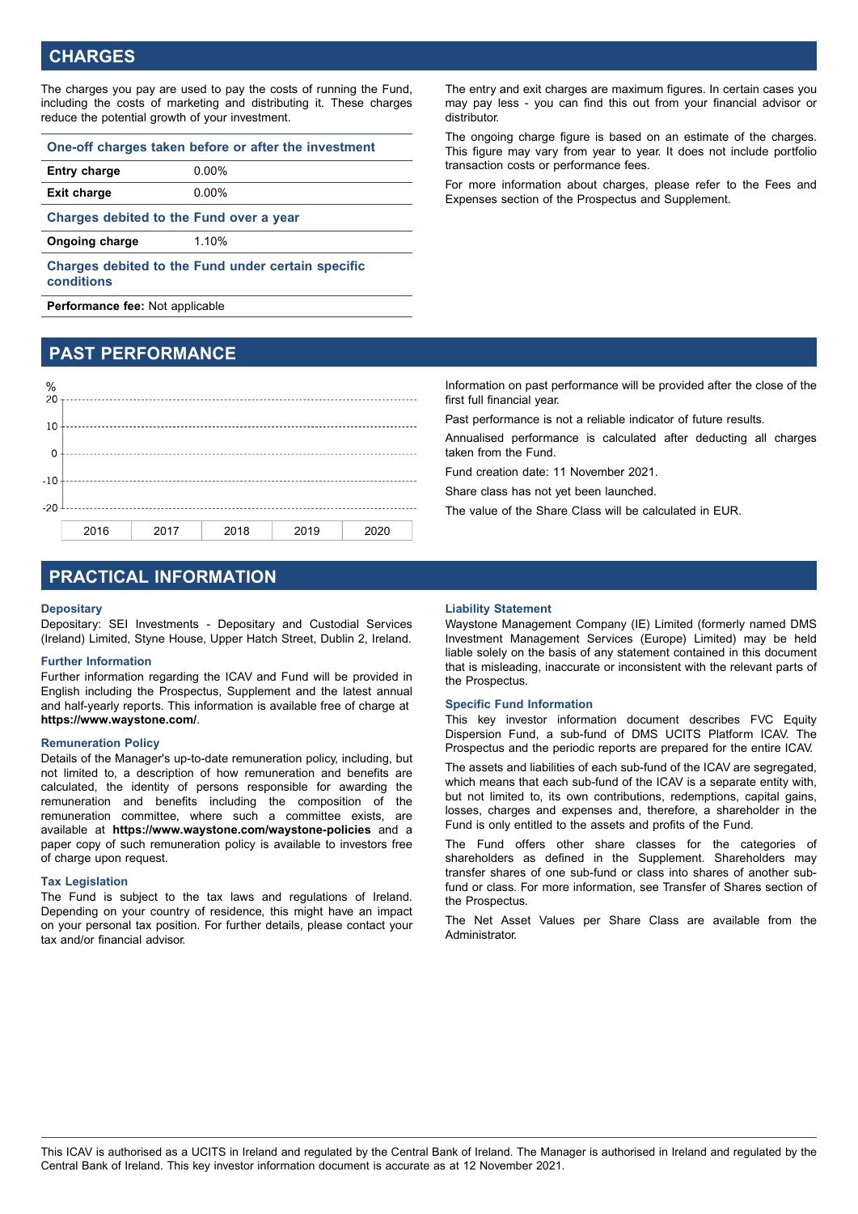## CHARGES

The charges you pay are used to pay the costs of running the Fund, including the costs of marketing and distributing it. These charges reduce the potential growth of your investment.

| One-off charges taken before or after the investment | |
|---|---|
| **Entry charge** | 0.00% |
| **Exit charge** | 0.00% |
| **Charges debited to the Fund over a year** | |
| **Ongoing charge** | 1.10% |
| **Charges debited to the Fund under certain specific conditions** | |
| **Performance fee:** Not applicable | |

The entry and exit charges are maximum figures. In certain cases you may pay less - you can find this out from your financial advisor or distributor.

The ongoing charge figure is based on an estimate of the charges. This figure may vary from year to year. It does not include portfolio transaction costs or performance fees.

For more information about charges, please refer to the Fees and Expenses section of the Prospectus and Supplement.

## PAST PERFORMANCE

%
20
10
0
-10
-20
2016 2017 2018 2019 2020

Information on past performance will be provided after the close of the first full financial year.

Past performance is not a reliable indicator of future results.

Annualised performance is calculated after deducting all charges taken from the Fund.

Fund creation date: 11 November 2021.

Share class has not yet been launched.

The value of the Share Class will be calculated in EUR.

## PRACTICAL INFORMATION

### Depositary

Depositary: SEI Investments - Depositary and Custodial Services (Ireland) Limited, Styne House, Upper Hatch Street, Dublin 2, Ireland.

### Further Information

Further information regarding the ICAV and Fund will be provided in English including the Prospectus, Supplement and the latest annual and half-yearly reports. This information is available free of charge at **https://www.waystone.com/**.

### Remuneration Policy

Details of the Manager's up-to-date remuneration policy, including, but not limited to, a description of how remuneration and benefits are calculated, the identity of persons responsible for awarding the remuneration and benefits including the composition of the remuneration committee, where such a committee exists, are available at **https://www.waystone.com/waystone-policies** and a paper copy of such remuneration policy is available to investors free of charge upon request.

### Tax Legislation

The Fund is subject to the tax laws and regulations of Ireland. Depending on your country of residence, this might have an impact on your personal tax position. For further details, please contact your tax and/or financial advisor.

### Liability Statement

Waystone Management Company (IE) Limited (formerly named DMS Investment Management Services (Europe) Limited) may be held liable solely on the basis of any statement contained in this document that is misleading, inaccurate or inconsistent with the relevant parts of the Prospectus.

### Specific Fund Information

This key investor information document describes FVC Equity Dispersion Fund, a sub-fund of DMS UCITS Platform ICAV. The Prospectus and the periodic reports are prepared for the entire ICAV.

The assets and liabilities of each sub-fund of the ICAV are segregated, which means that each sub-fund of the ICAV is a separate entity with, but not limited to, its own contributions, redemptions, capital gains, losses, charges and expenses and, therefore, a shareholder in the Fund is only entitled to the assets and profits of the Fund.

The Fund offers other share classes for the categories of shareholders as defined in the Supplement. Shareholders may transfer shares of one sub-fund or class into shares of another sub-fund or class. For more information, see Transfer of Shares section of the Prospectus.

The Net Asset Values per Share Class are available from the Administrator.

This ICAV is authorised as a UCITS in Ireland and regulated by the Central Bank of Ireland. The Manager is authorised in Ireland and regulated by the Central Bank of Ireland. This key investor information document is accurate as at 12 November 2021.